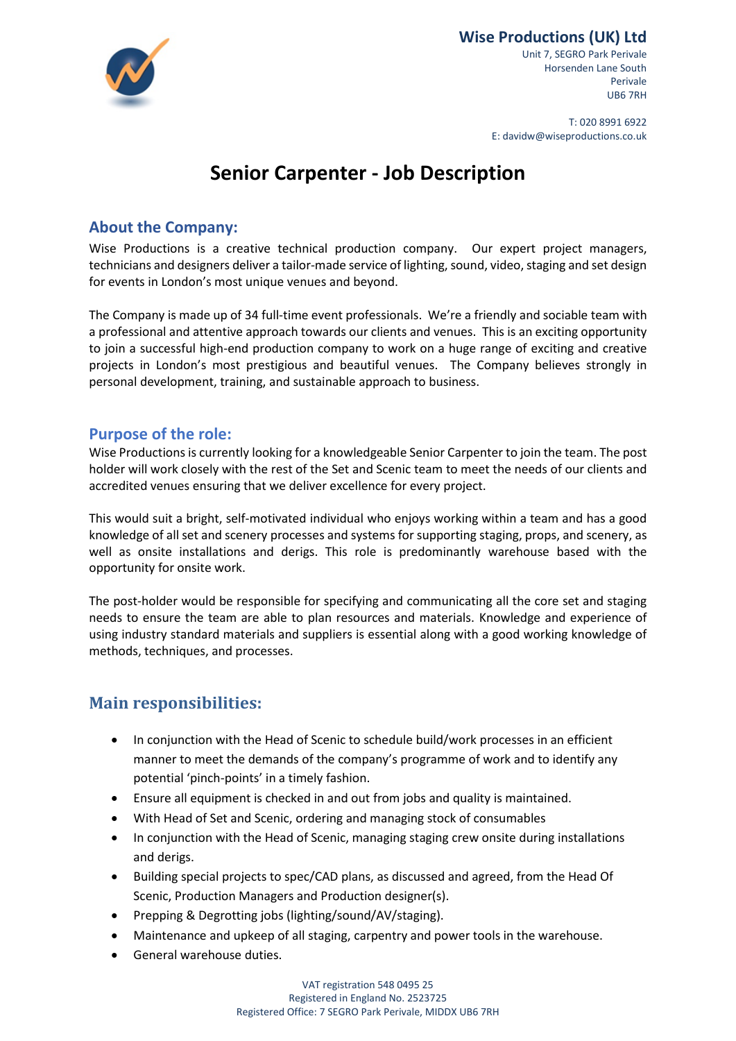**Wise Productions (UK) Ltd**
Unit 7, SEGRO Park Perivale
Horsenden Lane South
Perivale
UB6 7RH

T: 020 8991 6922
E: davidw@wiseproductions.co.uk

# Senior Carpenter - Job Description

## About the Company:

Wise Productions is a creative technical production company. Our expert project managers, technicians and designers deliver a tailor-made service of lighting, sound, video, staging and set design for events in London's most unique venues and beyond.

The Company is made up of 34 full-time event professionals. We're a friendly and sociable team with a professional and attentive approach towards our clients and venues. This is an exciting opportunity to join a successful high-end production company to work on a huge range of exciting and creative projects in London's most prestigious and beautiful venues. The Company believes strongly in personal development, training, and sustainable approach to business.

## Purpose of the role:

Wise Productions is currently looking for a knowledgeable Senior Carpenter to join the team. The post holder will work closely with the rest of the Set and Scenic team to meet the needs of our clients and accredited venues ensuring that we deliver excellence for every project.

This would suit a bright, self-motivated individual who enjoys working within a team and has a good knowledge of all set and scenery processes and systems for supporting staging, props, and scenery, as well as onsite installations and derigs. This role is predominantly warehouse based with the opportunity for onsite work.

The post-holder would be responsible for specifying and communicating all the core set and staging needs to ensure the team are able to plan resources and materials. Knowledge and experience of using industry standard materials and suppliers is essential along with a good working knowledge of methods, techniques, and processes.

## Main responsibilities:

- In conjunction with the Head of Scenic to schedule build/work processes in an efficient manner to meet the demands of the company's programme of work and to identify any potential 'pinch-points' in a timely fashion.
- Ensure all equipment is checked in and out from jobs and quality is maintained.
- With Head of Set and Scenic, ordering and managing stock of consumables
- In conjunction with the Head of Scenic, managing staging crew onsite during installations and derigs.
- Building special projects to spec/CAD plans, as discussed and agreed, from the Head Of Scenic, Production Managers and Production designer(s).
- Prepping & Degrotting jobs (lighting/sound/AV/staging).
- Maintenance and upkeep of all staging, carpentry and power tools in the warehouse.
- General warehouse duties.

VAT registration 548 0495 25
Registered in England No. 2523725
Registered Office: 7 SEGRO Park Perivale, MIDDX UB6 7RH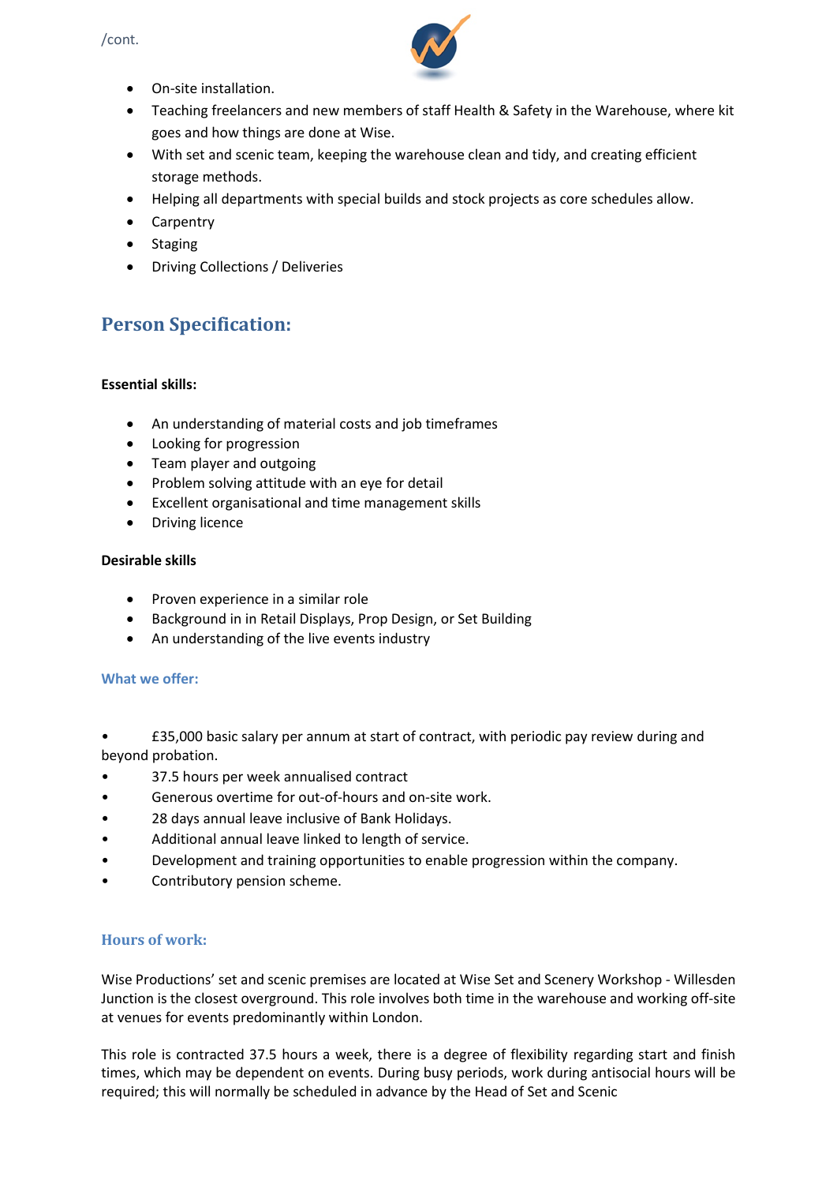/cont.

- On-site installation.
- Teaching freelancers and new members of staff Health & Safety in the Warehouse, where kit goes and how things are done at Wise.
- With set and scenic team, keeping the warehouse clean and tidy, and creating efficient storage methods.
- Helping all departments with special builds and stock projects as core schedules allow.
- Carpentry
- Staging
- Driving Collections / Deliveries

## Person Specification:

**Essential skills:**

- An understanding of material costs and job timeframes
- Looking for progression
- Team player and outgoing
- Problem solving attitude with an eye for detail
- Excellent organisational and time management skills
- Driving licence

**Desirable skills**

- Proven experience in a similar role
- Background in in Retail Displays, Prop Design, or Set Building
- An understanding of the live events industry

### What we offer:

- £35,000 basic salary per annum at start of contract, with periodic pay review during and beyond probation.
- 37.5 hours per week annualised contract
- Generous overtime for out-of-hours and on-site work.
- 28 days annual leave inclusive of Bank Holidays.
- Additional annual leave linked to length of service.
- Development and training opportunities to enable progression within the company.
- Contributory pension scheme.

### Hours of work:

Wise Productions' set and scenic premises are located at Wise Set and Scenery Workshop - Willesden Junction is the closest overground. This role involves both time in the warehouse and working off-site at venues for events predominantly within London.

This role is contracted 37.5 hours a week, there is a degree of flexibility regarding start and finish times, which may be dependent on events. During busy periods, work during antisocial hours will be required; this will normally be scheduled in advance by the Head of Set and Scenic